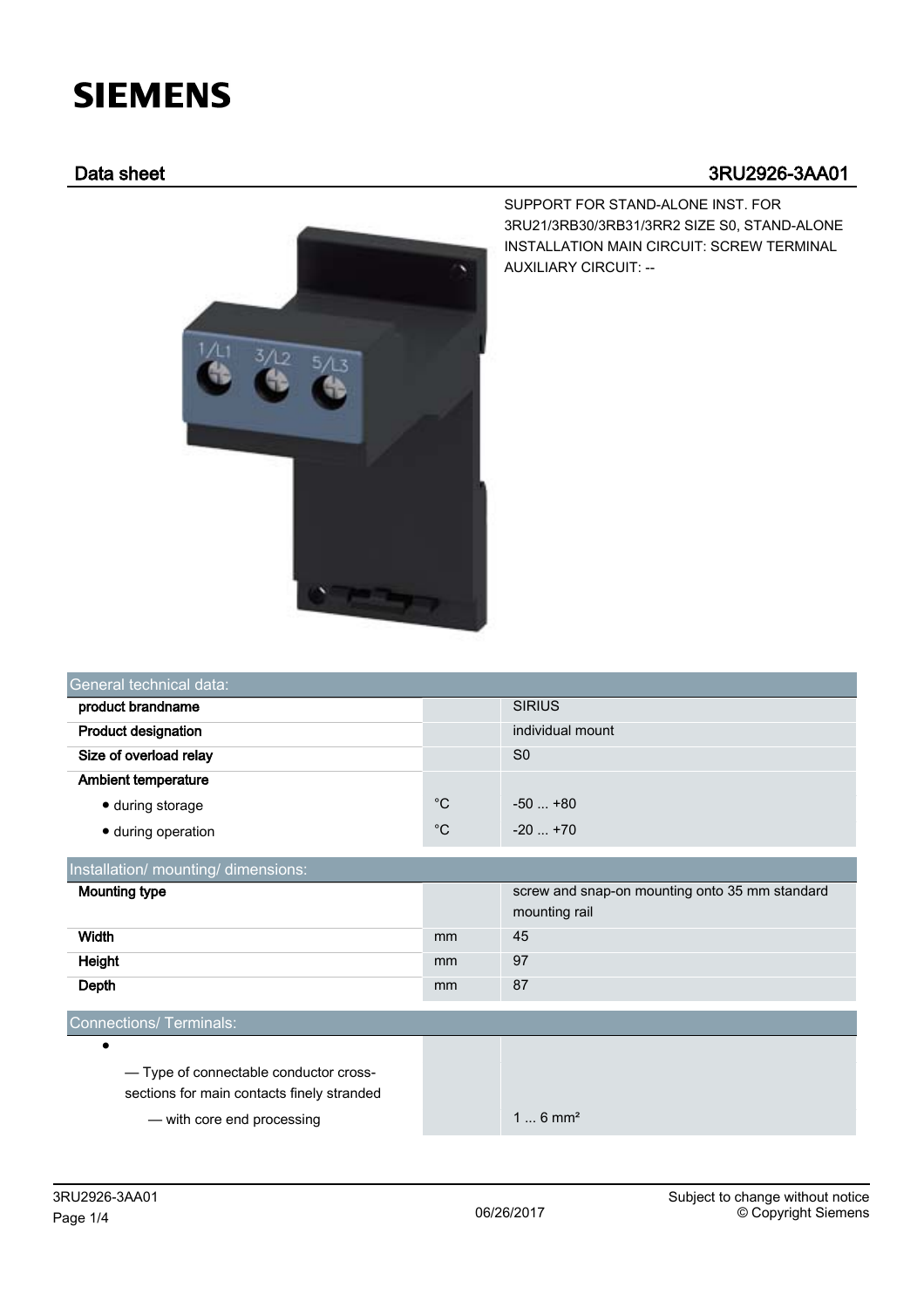SIEMENS

## Data sheet 3RU2926-3AA01

SUPPORT FOR STAND-ALONE INST. FOR 3RU21/3RB30/3RB31/3RR2 SIZE S0, STAND-ALONE INSTALLATION MAIN CIRCUIT: SCREW TERMINAL AUXILIARY CIRCUIT: --

| General technical data: | | |
|---|---|---|
| **product brandname** | | SIRIUS |
| **Product designation** | | individual mount |
| **Size of overload relay** | | S0 |
| **Ambient temperature** | | |
| • during storage | °C | -50 ... +80 |
| • during operation | °C | -20 ... +70 |

| Installation/ mounting/ dimensions: | | |
|---|---|---|
| **Mounting type** | | screw and snap-on mounting onto 35 mm standard mounting rail |
| **Width** | mm | 45 |
| **Height** | mm | 97 |
| **Depth** | mm | 87 |

| Connections/ Terminals: | | |
|---|---|---|
| • | | |
| — Type of connectable conductor cross-sections for main contacts finely stranded | | |
| — with core end processing | | 1 ... 6 mm² |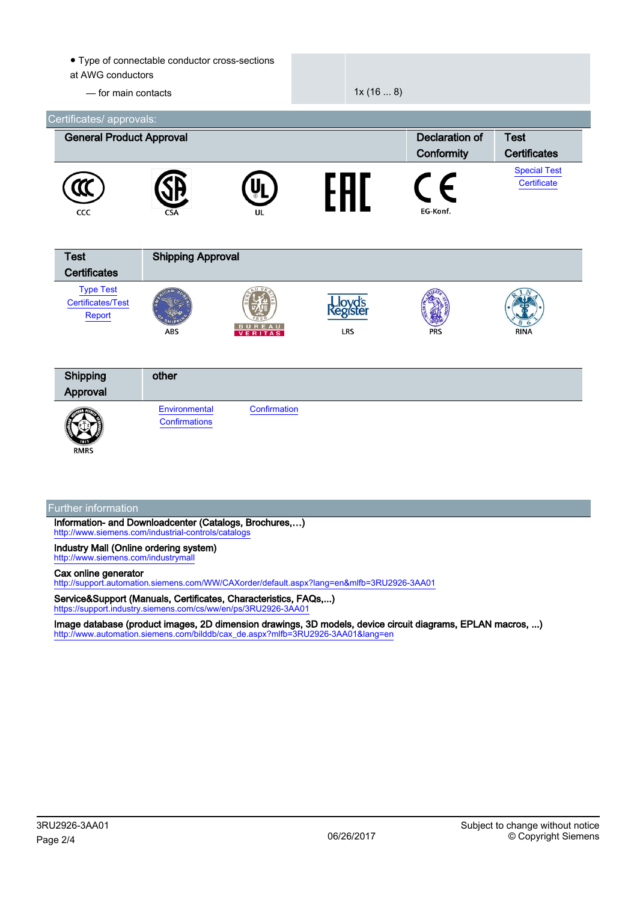| | |
|---|---|
| • Type of connectable conductor cross-sections at AWG conductors | |
| — for main contacts | 1x (16 ... 8) |

## Certificates/ approvals:

| General Product Approval | | | | Declaration of Conformity | Test Certificates |
|---|---|---|---|---|---|
| CCC | CSA | UL | EAC | EG-Konf. | Special Test Certificate |

| Test Certificates | Shipping Approval | | | | |
|---|---|---|---|---|---|
| Type Test Certificates/Test Report | ABS | BUREAU VERITAS | LRS | PRS | RINA |

| Shipping Approval | other | |
|---|---|---|
| RMRS | Environmental Confirmations | Confirmation |

## Further information

**Information- and Downloadcenter (Catalogs, Brochures,…)**
http://www.siemens.com/industrial-controls/catalogs

**Industry Mall (Online ordering system)**
http://www.siemens.com/industrymall

**Cax online generator**
http://support.automation.siemens.com/WW/CAXorder/default.aspx?lang=en&mlfb=3RU2926-3AA01

**Service&Support (Manuals, Certificates, Characteristics, FAQs,...)**
https://support.industry.siemens.com/cs/ww/en/ps/3RU2926-3AA01

**Image database (product images, 2D dimension drawings, 3D models, device circuit diagrams, EPLAN macros, ...)**
http://www.automation.siemens.com/bilddb/cax_de.aspx?mlfb=3RU2926-3AA01&lang=en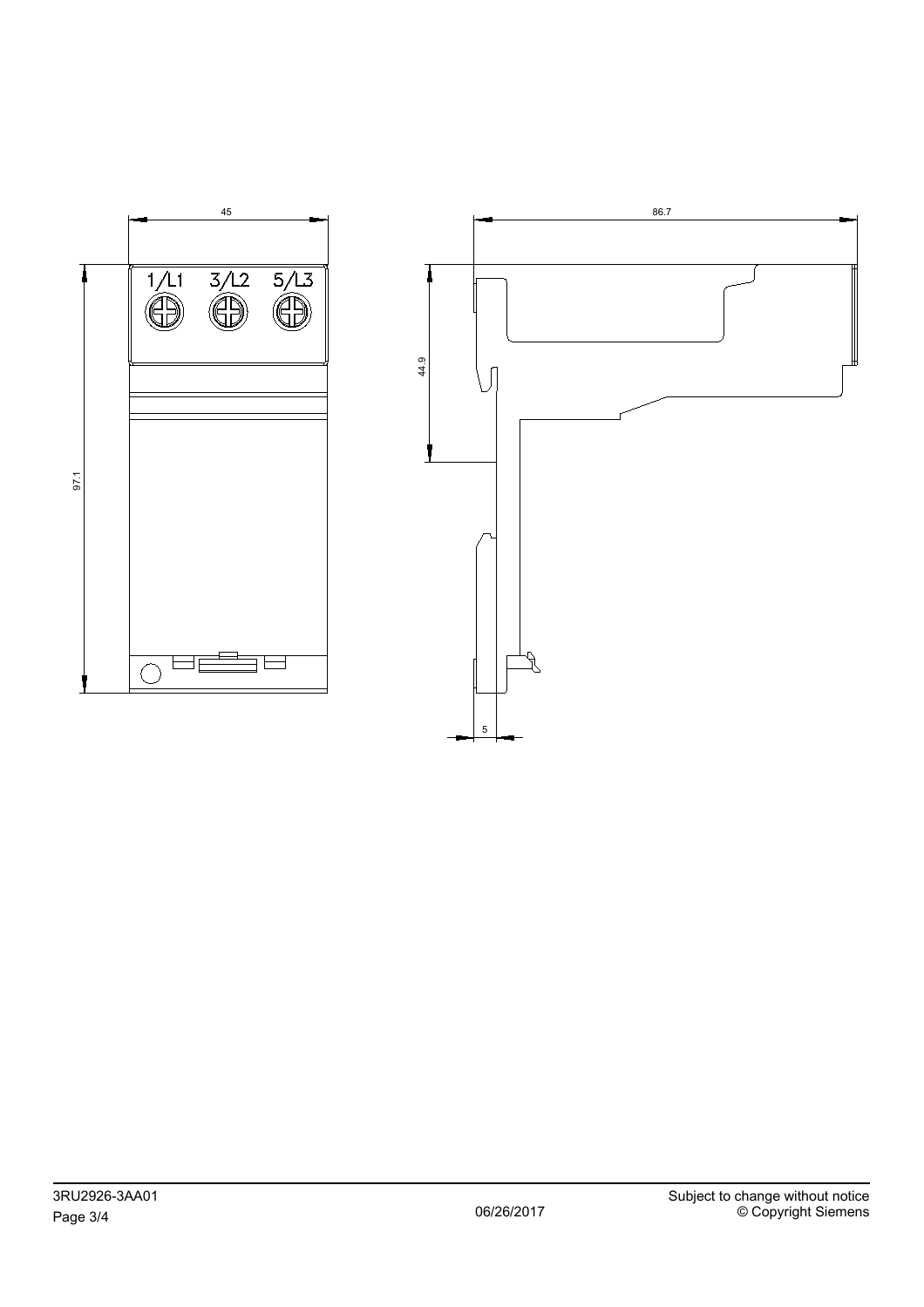45

1/L1 3/L2 5/L3

97.1

86.7

44.9

5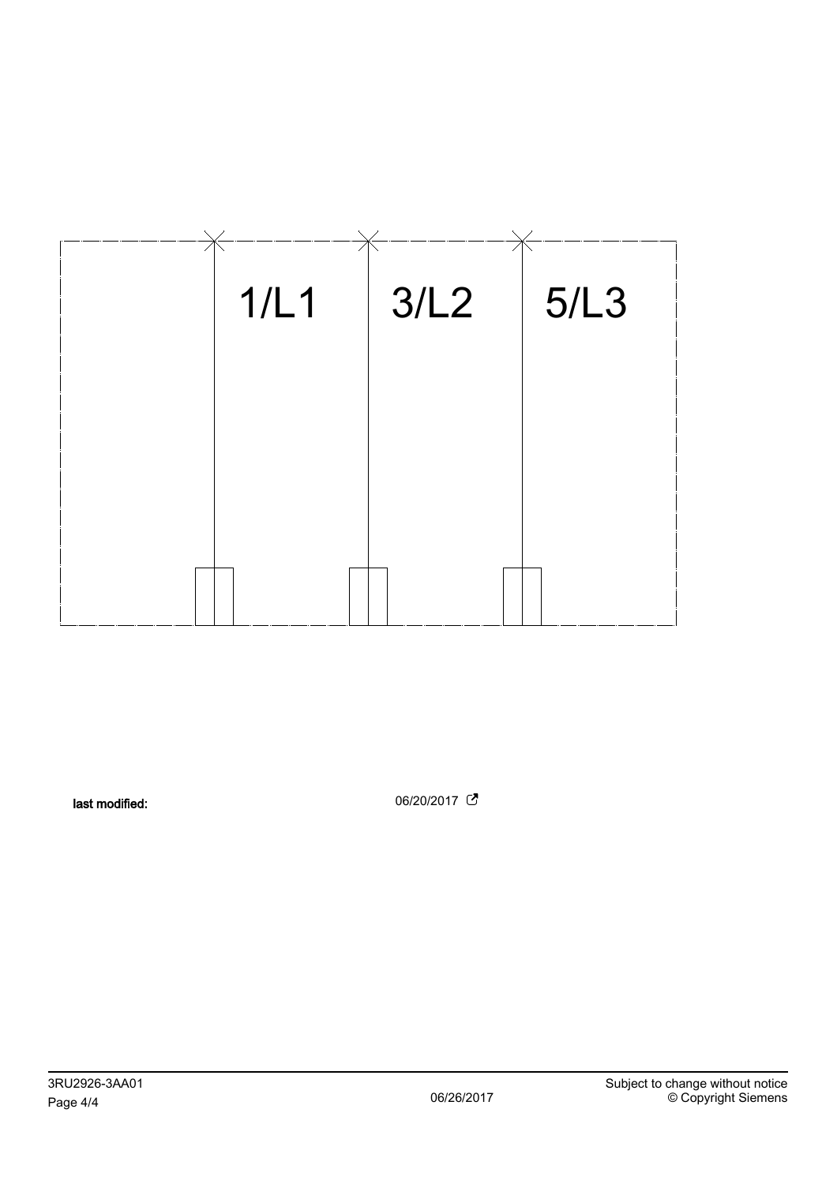1/L1

3/L2

5/L3

**last modified:** 06/20/2017